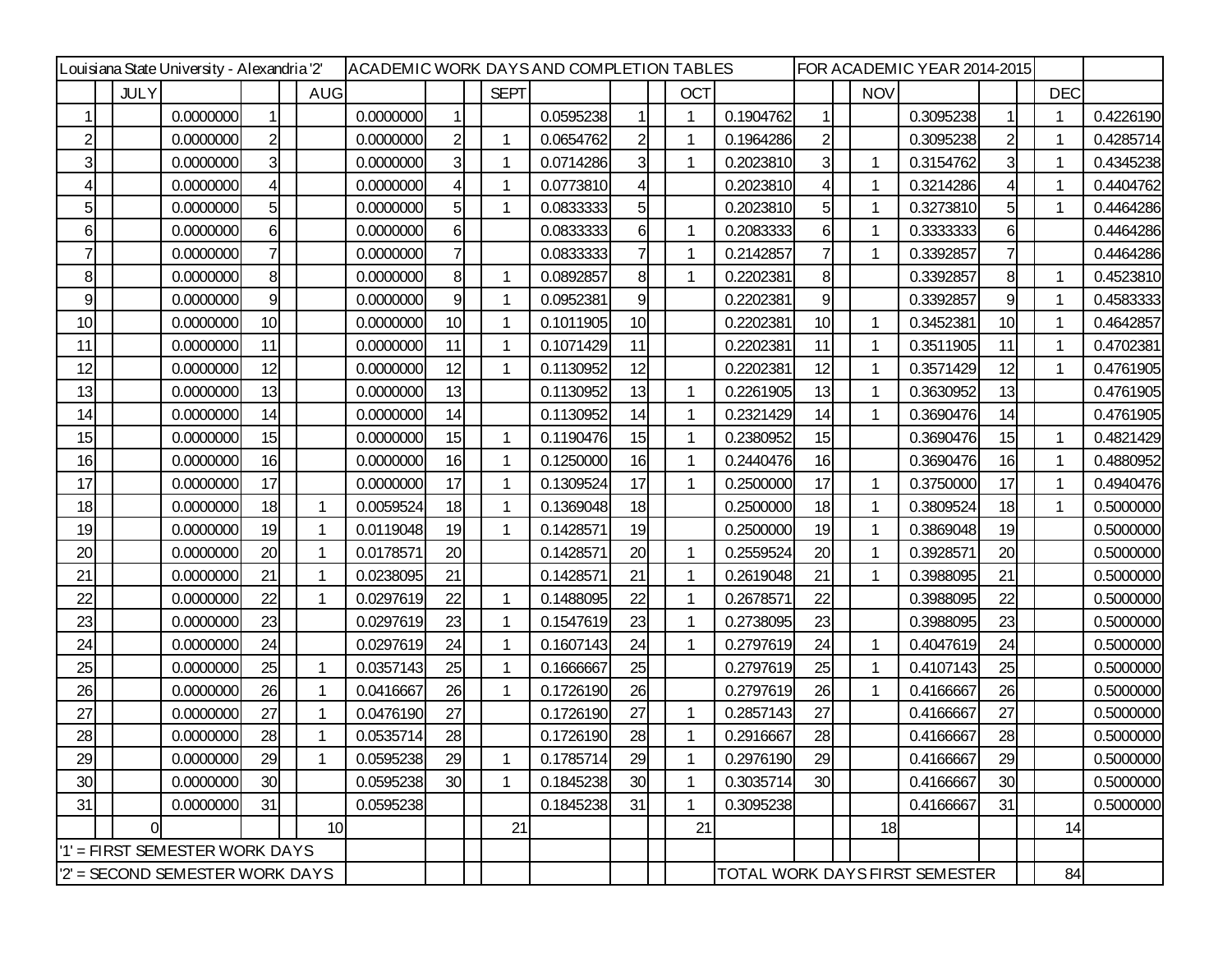| Louisiana State University - Alexandria '2' | | | | | | | ACADEMIC WORK DAYS AND COMPLETION TABLES | | | | | | | | | FOR ACADEMIC YEAR 2014-2015 | | | | | | | |
|---|---|---|---|---|---|---|---|---|---|---|---|---|---|---|---|---|---|---|---|---|---|---|---|
| | | JULY | | | | AUG | | | | SEPT | | | | OCT | | | | NOV | | | | DEC | |
| 1 | | | 0.0000000 | 1 | | | 0.0000000 | 1 | | | 0.0595238 | 1 | | 1 | 0.1904762 | 1 | | | 0.3095238 | 1 | | 1 | 0.4226190 |
| 2 | | | 0.0000000 | 2 | | | 0.0000000 | 2 | | 1 | 0.0654762 | 2 | | 1 | 0.1964286 | 2 | | | 0.3095238 | 2 | | 1 | 0.4285714 |
| 3 | | | 0.0000000 | 3 | | | 0.0000000 | 3 | | 1 | 0.0714286 | 3 | | 1 | 0.2023810 | 3 | | 1 | 0.3154762 | 3 | | 1 | 0.4345238 |
| 4 | | | 0.0000000 | 4 | | | 0.0000000 | 4 | | 1 | 0.0773810 | 4 | | | 0.2023810 | 4 | | 1 | 0.3214286 | 4 | | 1 | 0.4404762 |
| 5 | | | 0.0000000 | 5 | | | 0.0000000 | 5 | | 1 | 0.0833333 | 5 | | | 0.2023810 | 5 | | 1 | 0.3273810 | 5 | | 1 | 0.4464286 |
| 6 | | | 0.0000000 | 6 | | | 0.0000000 | 6 | | | 0.0833333 | 6 | | 1 | 0.2083333 | 6 | | 1 | 0.3333333 | 6 | | | 0.4464286 |
| 7 | | | 0.0000000 | 7 | | | 0.0000000 | 7 | | | 0.0833333 | 7 | | 1 | 0.2142857 | 7 | | 1 | 0.3392857 | 7 | | | 0.4464286 |
| 8 | | | 0.0000000 | 8 | | | 0.0000000 | 8 | | 1 | 0.0892857 | 8 | | 1 | 0.2202381 | 8 | | | 0.3392857 | 8 | | 1 | 0.4523810 |
| 9 | | | 0.0000000 | 9 | | | 0.0000000 | 9 | | 1 | 0.0952381 | 9 | | | 0.2202381 | 9 | | | 0.3392857 | 9 | | 1 | 0.4583333 |
| 10 | | | 0.0000000 | 10 | | | 0.0000000 | 10 | | 1 | 0.1011905 | 10 | | | 0.2202381 | 10 | | 1 | 0.3452381 | 10 | | 1 | 0.4642857 |
| 11 | | | 0.0000000 | 11 | | | 0.0000000 | 11 | | 1 | 0.1071429 | 11 | | | 0.2202381 | 11 | | 1 | 0.3511905 | 11 | | 1 | 0.4702381 |
| 12 | | | 0.0000000 | 12 | | | 0.0000000 | 12 | | 1 | 0.1130952 | 12 | | | 0.2202381 | 12 | | 1 | 0.3571429 | 12 | | 1 | 0.4761905 |
| 13 | | | 0.0000000 | 13 | | | 0.0000000 | 13 | | | 0.1130952 | 13 | | 1 | 0.2261905 | 13 | | 1 | 0.3630952 | 13 | | | 0.4761905 |
| 14 | | | 0.0000000 | 14 | | | 0.0000000 | 14 | | | 0.1130952 | 14 | | 1 | 0.2321429 | 14 | | 1 | 0.3690476 | 14 | | | 0.4761905 |
| 15 | | | 0.0000000 | 15 | | | 0.0000000 | 15 | | 1 | 0.1190476 | 15 | | 1 | 0.2380952 | 15 | | | 0.3690476 | 15 | | 1 | 0.4821429 |
| 16 | | | 0.0000000 | 16 | | | 0.0000000 | 16 | | 1 | 0.1250000 | 16 | | 1 | 0.2440476 | 16 | | | 0.3690476 | 16 | | 1 | 0.4880952 |
| 17 | | | 0.0000000 | 17 | | | 0.0000000 | 17 | | 1 | 0.1309524 | 17 | | 1 | 0.2500000 | 17 | | 1 | 0.3750000 | 17 | | 1 | 0.4940476 |
| 18 | | | 0.0000000 | 18 | | 1 | 0.0059524 | 18 | | 1 | 0.1369048 | 18 | | | 0.2500000 | 18 | | 1 | 0.3809524 | 18 | | 1 | 0.5000000 |
| 19 | | | 0.0000000 | 19 | | 1 | 0.0119048 | 19 | | 1 | 0.1428571 | 19 | | | 0.2500000 | 19 | | 1 | 0.3869048 | 19 | | | 0.5000000 |
| 20 | | | 0.0000000 | 20 | | 1 | 0.0178571 | 20 | | | 0.1428571 | 20 | | 1 | 0.2559524 | 20 | | 1 | 0.3928571 | 20 | | | 0.5000000 |
| 21 | | | 0.0000000 | 21 | | 1 | 0.0238095 | 21 | | | 0.1428571 | 21 | | 1 | 0.2619048 | 21 | | 1 | 0.3988095 | 21 | | | 0.5000000 |
| 22 | | | 0.0000000 | 22 | | 1 | 0.0297619 | 22 | | 1 | 0.1488095 | 22 | | 1 | 0.2678571 | 22 | | | 0.3988095 | 22 | | | 0.5000000 |
| 23 | | | 0.0000000 | 23 | | | 0.0297619 | 23 | | 1 | 0.1547619 | 23 | | 1 | 0.2738095 | 23 | | | 0.3988095 | 23 | | | 0.5000000 |
| 24 | | | 0.0000000 | 24 | | | 0.0297619 | 24 | | 1 | 0.1607143 | 24 | | 1 | 0.2797619 | 24 | | 1 | 0.4047619 | 24 | | | 0.5000000 |
| 25 | | | 0.0000000 | 25 | | 1 | 0.0357143 | 25 | | 1 | 0.1666667 | 25 | | | 0.2797619 | 25 | | 1 | 0.4107143 | 25 | | | 0.5000000 |
| 26 | | | 0.0000000 | 26 | | 1 | 0.0416667 | 26 | | 1 | 0.1726190 | 26 | | | 0.2797619 | 26 | | 1 | 0.4166667 | 26 | | | 0.5000000 |
| 27 | | | 0.0000000 | 27 | | 1 | 0.0476190 | 27 | | | 0.1726190 | 27 | | 1 | 0.2857143 | 27 | | | 0.4166667 | 27 | | | 0.5000000 |
| 28 | | | 0.0000000 | 28 | | 1 | 0.0535714 | 28 | | | 0.1726190 | 28 | | 1 | 0.2916667 | 28 | | | 0.4166667 | 28 | | | 0.5000000 |
| 29 | | | 0.0000000 | 29 | | 1 | 0.0595238 | 29 | | 1 | 0.1785714 | 29 | | 1 | 0.2976190 | 29 | | | 0.4166667 | 29 | | | 0.5000000 |
| 30 | | | 0.0000000 | 30 | | | 0.0595238 | 30 | | 1 | 0.1845238 | 30 | | 1 | 0.3035714 | 30 | | | 0.4166667 | 30 | | | 0.5000000 |
| 31 | | | 0.0000000 | 31 | | | 0.0595238 | | | | 0.1845238 | 31 | | 1 | 0.3095238 | | | | 0.4166667 | 31 | | | 0.5000000 |
| | | 0 | | | | 10 | | | | 21 | | | | 21 | | | | 18 | | | | 14 | |
| '1' = FIRST SEMESTER WORK DAYS | | | | | | | | | | | | | | | | | | | | | | | |
| '2' = SECOND SEMESTER WORK DAYS | | | | | | | | | | | | | | | TOTAL WORK DAYS FIRST SEMESTER | | | | | | | 84 | |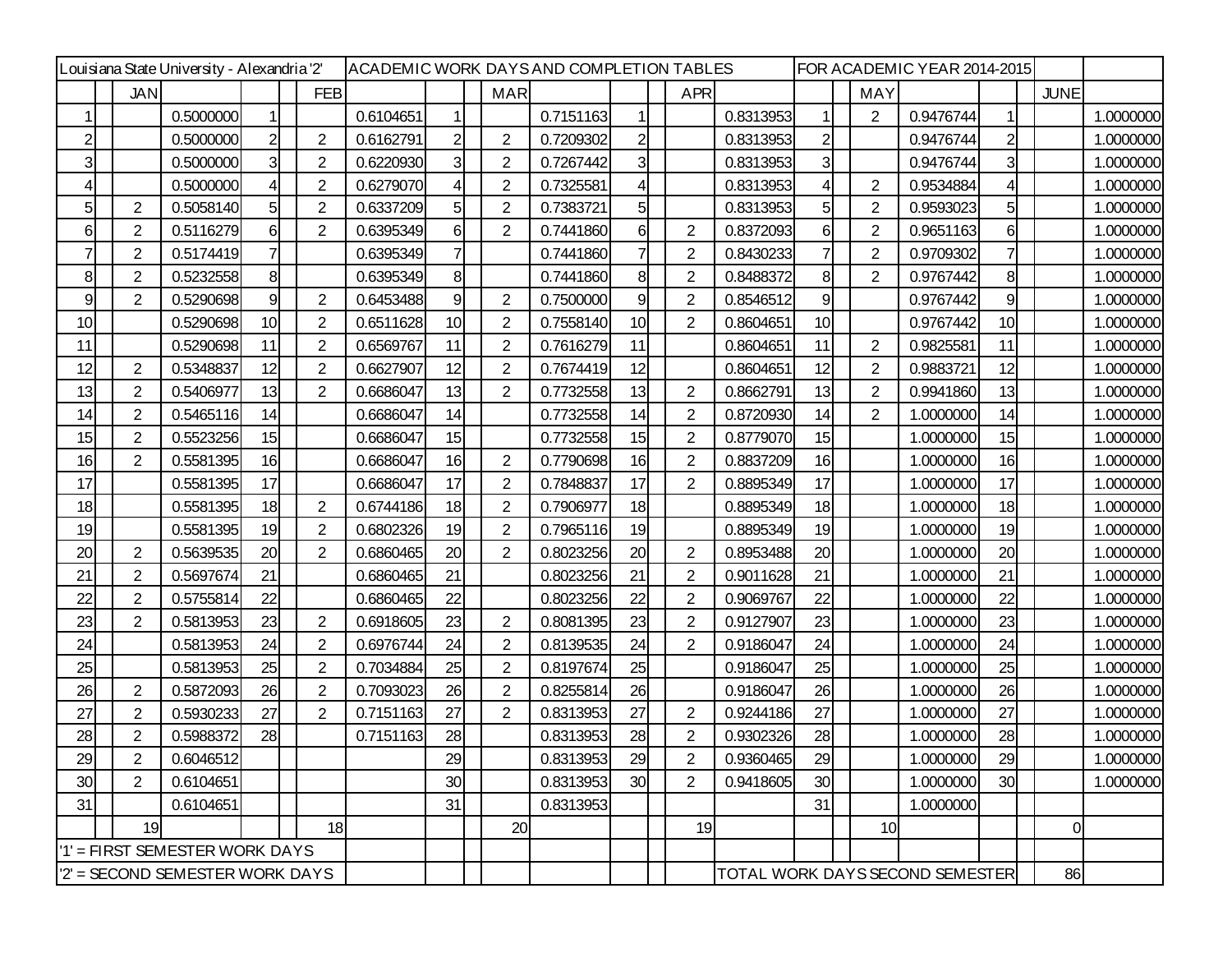| Louisiana State University - Alexandria '2' | | | | | | ACADEMIC WORK DAYS AND COMPLETION TABLES | | | | | | | | FOR ACADEMIC YEAR 2014-2015 | | | | | |
|---|---|---|---|---|---|---|---|---|---|---|---|---|---|---|---|---|---|---|---|
| | JAN | | | | FEB | | | | MAR | | | | APR | | | | MAY | | | | JUNE | |
| 1 | | 0.5000000 | 1 | | | 0.6104651 | 1 | | | 0.7151163 | 1 | | | 0.8313953 | 1 | | 2 | 0.9476744 | 1 | | | 1.0000000 |
| 2 | | 0.5000000 | 2 | | 2 | 0.6162791 | 2 | | 2 | 0.7209302 | 2 | | | 0.8313953 | 2 | | | 0.9476744 | 2 | | | 1.0000000 |
| 3 | | 0.5000000 | 3 | | 2 | 0.6220930 | 3 | | 2 | 0.7267442 | 3 | | | 0.8313953 | 3 | | | 0.9476744 | 3 | | | 1.0000000 |
| 4 | | 0.5000000 | 4 | | 2 | 0.6279070 | 4 | | 2 | 0.7325581 | 4 | | | 0.8313953 | 4 | | 2 | 0.9534884 | 4 | | | 1.0000000 |
| 5 | 2 | 0.5058140 | 5 | | 2 | 0.6337209 | 5 | | 2 | 0.7383721 | 5 | | | 0.8313953 | 5 | | 2 | 0.9593023 | 5 | | | 1.0000000 |
| 6 | 2 | 0.5116279 | 6 | | 2 | 0.6395349 | 6 | | 2 | 0.7441860 | 6 | | 2 | 0.8372093 | 6 | | 2 | 0.9651163 | 6 | | | 1.0000000 |
| 7 | 2 | 0.5174419 | 7 | | | 0.6395349 | 7 | | | 0.7441860 | 7 | | 2 | 0.8430233 | 7 | | 2 | 0.9709302 | 7 | | | 1.0000000 |
| 8 | 2 | 0.5232558 | 8 | | | 0.6395349 | 8 | | | 0.7441860 | 8 | | 2 | 0.8488372 | 8 | | 2 | 0.9767442 | 8 | | | 1.0000000 |
| 9 | 2 | 0.5290698 | 9 | | 2 | 0.6453488 | 9 | | 2 | 0.7500000 | 9 | | 2 | 0.8546512 | 9 | | | 0.9767442 | 9 | | | 1.0000000 |
| 10 | | 0.5290698 | 10 | | 2 | 0.6511628 | 10 | | 2 | 0.7558140 | 10 | | 2 | 0.8604651 | 10 | | | 0.9767442 | 10 | | | 1.0000000 |
| 11 | | 0.5290698 | 11 | | 2 | 0.6569767 | 11 | | 2 | 0.7616279 | 11 | | | 0.8604651 | 11 | | 2 | 0.9825581 | 11 | | | 1.0000000 |
| 12 | 2 | 0.5348837 | 12 | | 2 | 0.6627907 | 12 | | 2 | 0.7674419 | 12 | | | 0.8604651 | 12 | | 2 | 0.9883721 | 12 | | | 1.0000000 |
| 13 | 2 | 0.5406977 | 13 | | 2 | 0.6686047 | 13 | | 2 | 0.7732558 | 13 | | 2 | 0.8662791 | 13 | | 2 | 0.9941860 | 13 | | | 1.0000000 |
| 14 | 2 | 0.5465116 | 14 | | | 0.6686047 | 14 | | | 0.7732558 | 14 | | 2 | 0.8720930 | 14 | | 2 | 1.0000000 | 14 | | | 1.0000000 |
| 15 | 2 | 0.5523256 | 15 | | | 0.6686047 | 15 | | | 0.7732558 | 15 | | 2 | 0.8779070 | 15 | | | 1.0000000 | 15 | | | 1.0000000 |
| 16 | 2 | 0.5581395 | 16 | | | 0.6686047 | 16 | | 2 | 0.7790698 | 16 | | 2 | 0.8837209 | 16 | | | 1.0000000 | 16 | | | 1.0000000 |
| 17 | | 0.5581395 | 17 | | | 0.6686047 | 17 | | 2 | 0.7848837 | 17 | | 2 | 0.8895349 | 17 | | | 1.0000000 | 17 | | | 1.0000000 |
| 18 | | 0.5581395 | 18 | | 2 | 0.6744186 | 18 | | 2 | 0.7906977 | 18 | | | 0.8895349 | 18 | | | 1.0000000 | 18 | | | 1.0000000 |
| 19 | | 0.5581395 | 19 | | 2 | 0.6802326 | 19 | | 2 | 0.7965116 | 19 | | | 0.8895349 | 19 | | | 1.0000000 | 19 | | | 1.0000000 |
| 20 | 2 | 0.5639535 | 20 | | 2 | 0.6860465 | 20 | | 2 | 0.8023256 | 20 | | 2 | 0.8953488 | 20 | | | 1.0000000 | 20 | | | 1.0000000 |
| 21 | 2 | 0.5697674 | 21 | | | 0.6860465 | 21 | | | 0.8023256 | 21 | | 2 | 0.9011628 | 21 | | | 1.0000000 | 21 | | | 1.0000000 |
| 22 | 2 | 0.5755814 | 22 | | | 0.6860465 | 22 | | | 0.8023256 | 22 | | 2 | 0.9069767 | 22 | | | 1.0000000 | 22 | | | 1.0000000 |
| 23 | 2 | 0.5813953 | 23 | | 2 | 0.6918605 | 23 | | 2 | 0.8081395 | 23 | | 2 | 0.9127907 | 23 | | | 1.0000000 | 23 | | | 1.0000000 |
| 24 | | 0.5813953 | 24 | | 2 | 0.6976744 | 24 | | 2 | 0.8139535 | 24 | | 2 | 0.9186047 | 24 | | | 1.0000000 | 24 | | | 1.0000000 |
| 25 | | 0.5813953 | 25 | | 2 | 0.7034884 | 25 | | 2 | 0.8197674 | 25 | | | 0.9186047 | 25 | | | 1.0000000 | 25 | | | 1.0000000 |
| 26 | 2 | 0.5872093 | 26 | | 2 | 0.7093023 | 26 | | 2 | 0.8255814 | 26 | | | 0.9186047 | 26 | | | 1.0000000 | 26 | | | 1.0000000 |
| 27 | 2 | 0.5930233 | 27 | | 2 | 0.7151163 | 27 | | 2 | 0.8313953 | 27 | | 2 | 0.9244186 | 27 | | | 1.0000000 | 27 | | | 1.0000000 |
| 28 | 2 | 0.5988372 | 28 | | | 0.7151163 | 28 | | | 0.8313953 | 28 | | 2 | 0.9302326 | 28 | | | 1.0000000 | 28 | | | 1.0000000 |
| 29 | 2 | 0.6046512 | | | | | 29 | | | 0.8313953 | 29 | | 2 | 0.9360465 | 29 | | | 1.0000000 | 29 | | | 1.0000000 |
| 30 | 2 | 0.6104651 | | | | | 30 | | | 0.8313953 | 30 | | 2 | 0.9418605 | 30 | | | 1.0000000 | 30 | | | 1.0000000 |
| 31 | | 0.6104651 | | | | | 31 | | | 0.8313953 | | | | | 31 | | | 1.0000000 | | | | |
| | 19 | | | | 18 | | | | 20 | | | | 19 | | | | 10 | | | | 0 | |
| '1' = FIRST SEMESTER WORK DAYS | | | | | | | | | | | | | | | | | | | | | | |
| '2' = SECOND SEMESTER WORK DAYS | | | | | | | | | | | | | | TOTAL WORK DAYS SECOND SEMESTER | | | | | | | 86 | |